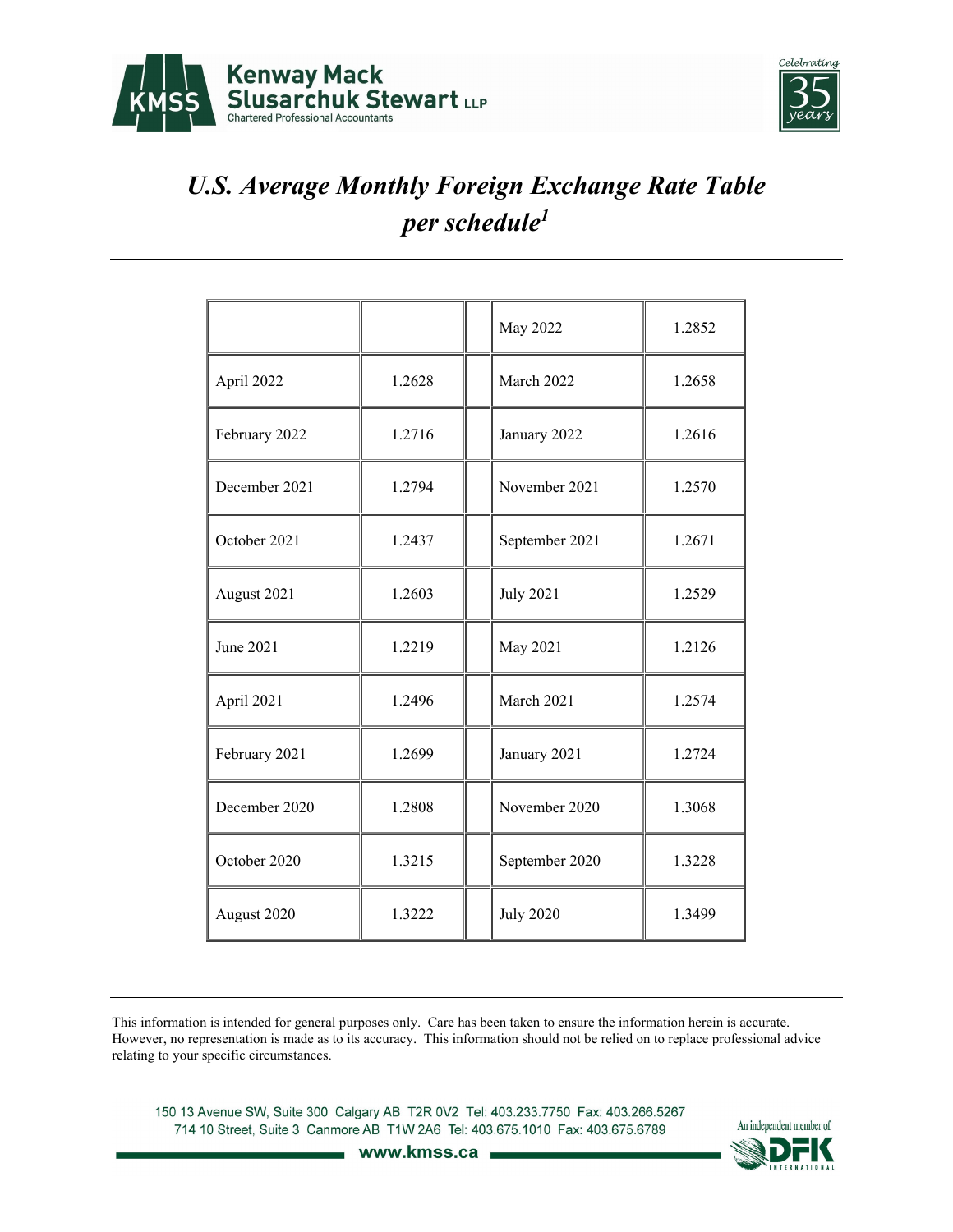Kenway Mack Slusarchuk Stewart LLP
Chartered Professional Accountants

Celebrating 35 years

# *U.S. Average Monthly Foreign Exchange Rate Table per schedule*[1]

| | | | | |
|---|---|---|---|---|
| | | | May 2022 | 1.2852 |
| April 2022 | 1.2628 | | March 2022 | 1.2658 |
| February 2022 | 1.2716 | | January 2022 | 1.2616 |
| December 2021 | 1.2794 | | November 2021 | 1.2570 |
| October 2021 | 1.2437 | | September 2021 | 1.2671 |
| August 2021 | 1.2603 | | July 2021 | 1.2529 |
| June 2021 | 1.2219 | | May 2021 | 1.2126 |
| April 2021 | 1.2496 | | March 2021 | 1.2574 |
| February 2021 | 1.2699 | | January 2021 | 1.2724 |
| December 2020 | 1.2808 | | November 2020 | 1.3068 |
| October 2020 | 1.3215 | | September 2020 | 1.3228 |
| August 2020 | 1.3222 | | July 2020 | 1.3499 |

This information is intended for general purposes only. Care has been taken to ensure the information herein is accurate. However, no representation is made as to its accuracy. This information should not be relied on to replace professional advice relating to your specific circumstances.

150 13 Avenue SW, Suite 300 Calgary AB T2R 0V2 Tel: 403.233.7750 Fax: 403.266.5267
714 10 Street, Suite 3 Canmore AB T1W 2A6 Tel: 403.675.1010 Fax: 403.675.6789

www.kmss.ca

An independent member of DFK International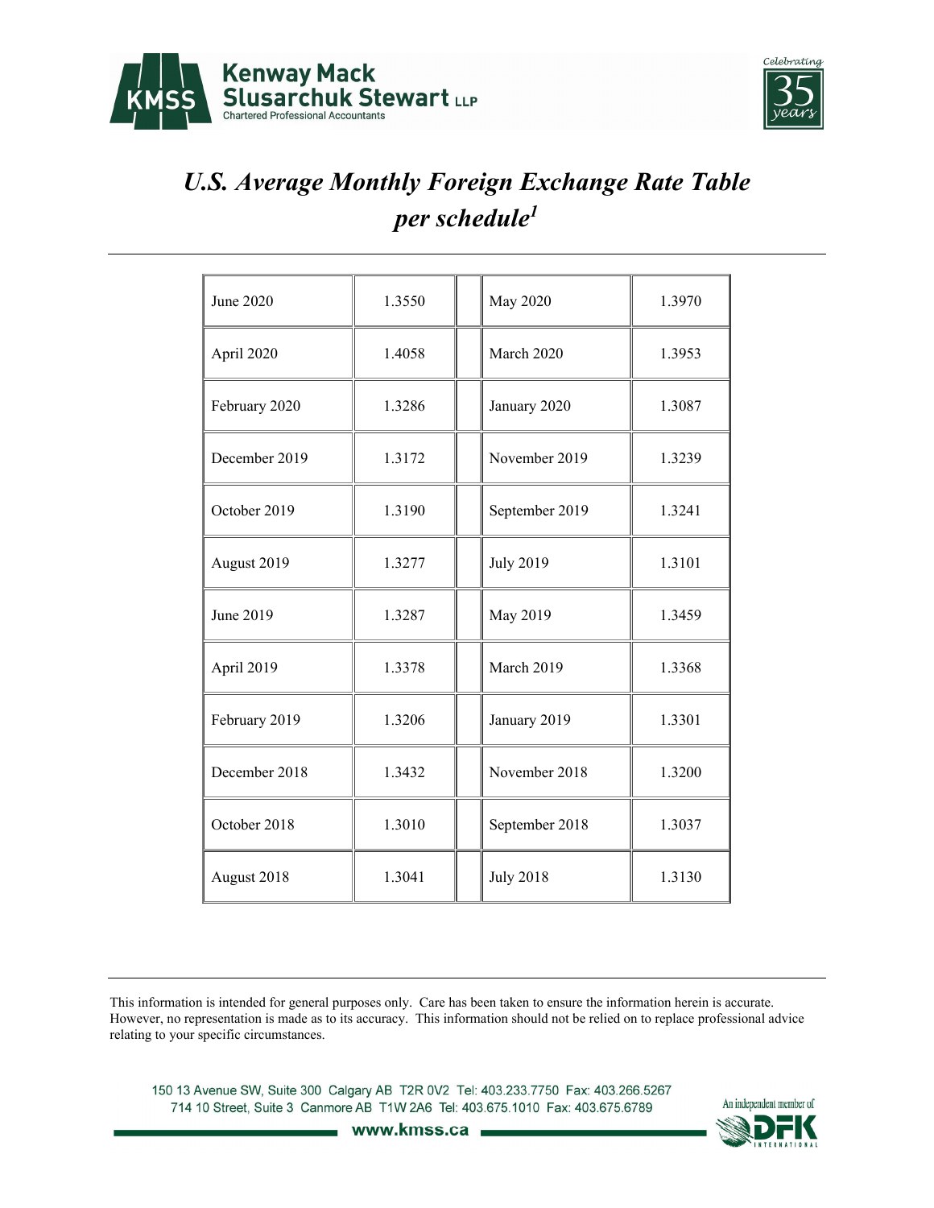Kenway Mack Slusarchuk Stewart LLP
Chartered Professional Accountants

Celebrating 35 years

# *U.S. Average Monthly Foreign Exchange Rate Table per schedule[1]*

| | | | | |
|---|---|---|---|---|
| June 2020 | 1.3550 | | May 2020 | 1.3970 |
| April 2020 | 1.4058 | | March 2020 | 1.3953 |
| February 2020 | 1.3286 | | January 2020 | 1.3087 |
| December 2019 | 1.3172 | | November 2019 | 1.3239 |
| October 2019 | 1.3190 | | September 2019 | 1.3241 |
| August 2019 | 1.3277 | | July 2019 | 1.3101 |
| June 2019 | 1.3287 | | May 2019 | 1.3459 |
| April 2019 | 1.3378 | | March 2019 | 1.3368 |
| February 2019 | 1.3206 | | January 2019 | 1.3301 |
| December 2018 | 1.3432 | | November 2018 | 1.3200 |
| October 2018 | 1.3010 | | September 2018 | 1.3037 |
| August 2018 | 1.3041 | | July 2018 | 1.3130 |

This information is intended for general purposes only. Care has been taken to ensure the information herein is accurate. However, no representation is made as to its accuracy. This information should not be relied on to replace professional advice relating to your specific circumstances.

150 13 Avenue SW, Suite 300 Calgary AB T2R 0V2 Tel: 403.233.7750 Fax: 403.266.5267
714 10 Street, Suite 3 Canmore AB T1W 2A6 Tel: 403.675.1010 Fax: 403.675.6789

www.kmss.ca

An independent member of DFK International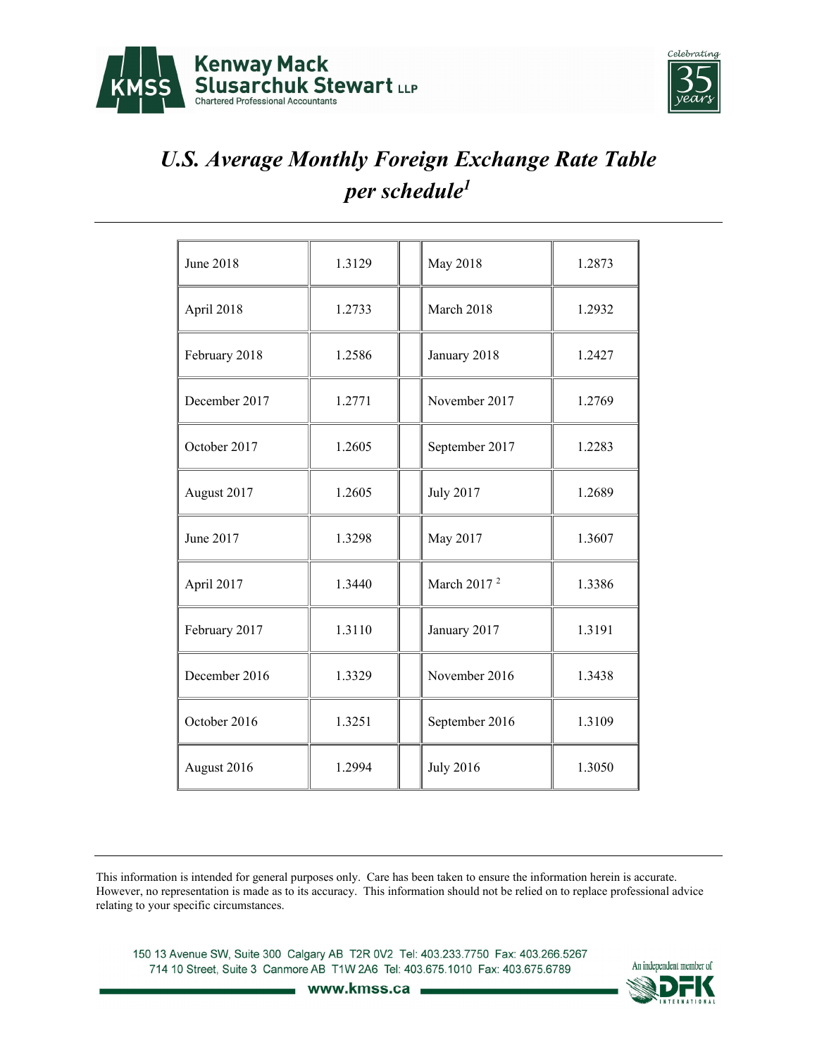# *U.S. Average Monthly Foreign Exchange Rate Table per schedule*[1]

| | | | | |
|---|---|---|---|---|
| June 2018 | 1.3129 | | May 2018 | 1.2873 |
| April 2018 | 1.2733 | | March 2018 | 1.2932 |
| February 2018 | 1.2586 | | January 2018 | 1.2427 |
| December 2017 | 1.2771 | | November 2017 | 1.2769 |
| October 2017 | 1.2605 | | September 2017 | 1.2283 |
| August 2017 | 1.2605 | | July 2017 | 1.2689 |
| June 2017 | 1.3298 | | May 2017 | 1.3607 |
| April 2017 | 1.3440 | | March 2017 [2] | 1.3386 |
| February 2017 | 1.3110 | | January 2017 | 1.3191 |
| December 2016 | 1.3329 | | November 2016 | 1.3438 |
| October 2016 | 1.3251 | | September 2016 | 1.3109 |
| August 2016 | 1.2994 | | July 2016 | 1.3050 |

This information is intended for general purposes only. Care has been taken to ensure the information herein is accurate. However, no representation is made as to its accuracy. This information should not be relied on to replace professional advice relating to your specific circumstances.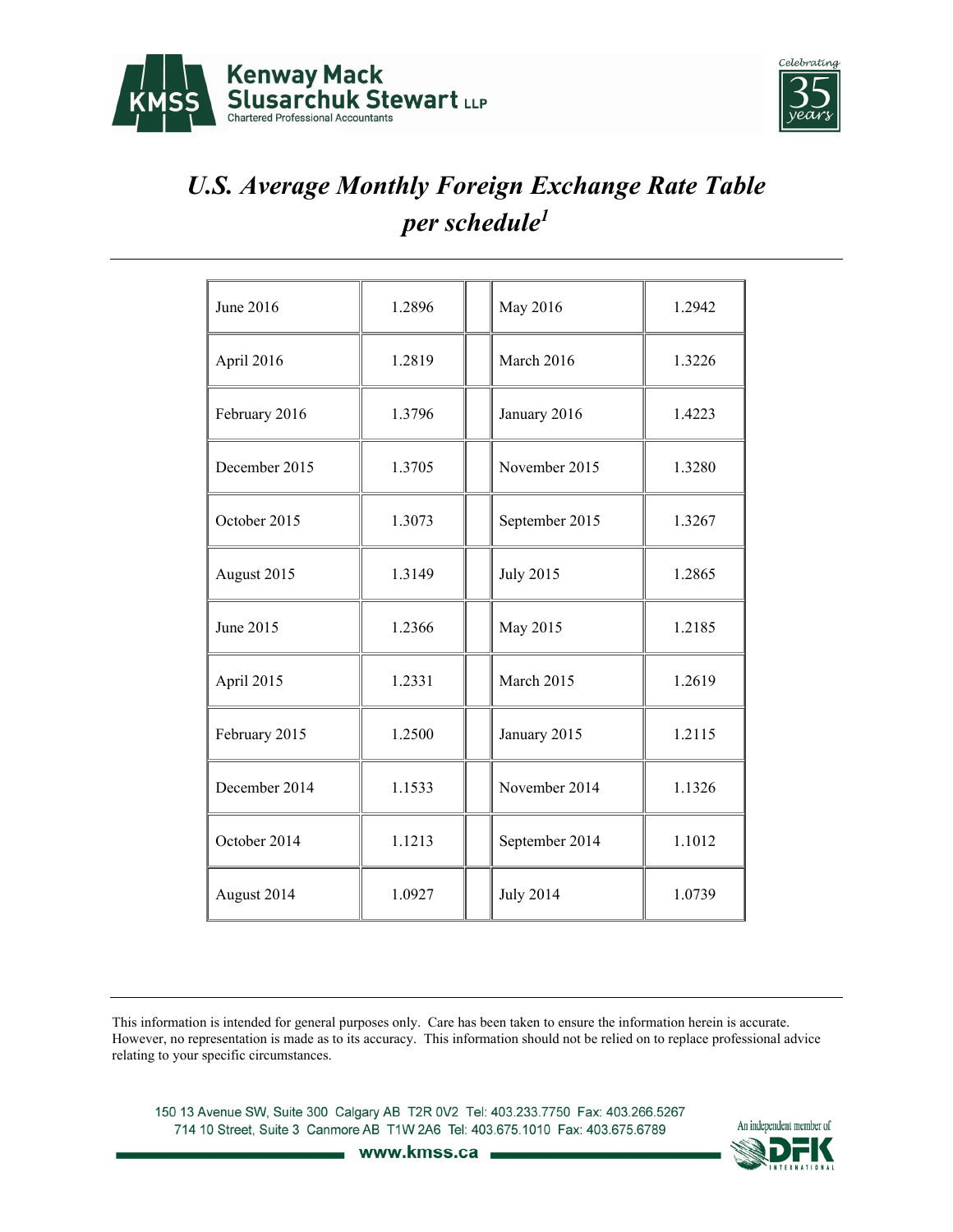# *U.S. Average Monthly Foreign Exchange Rate Table per schedule*[1]

| | | | | |
|---|---|---|---|---|
| June 2016 | 1.2896 | | May 2016 | 1.2942 |
| April 2016 | 1.2819 | | March 2016 | 1.3226 |
| February 2016 | 1.3796 | | January 2016 | 1.4223 |
| December 2015 | 1.3705 | | November 2015 | 1.3280 |
| October 2015 | 1.3073 | | September 2015 | 1.3267 |
| August 2015 | 1.3149 | | July 2015 | 1.2865 |
| June 2015 | 1.2366 | | May 2015 | 1.2185 |
| April 2015 | 1.2331 | | March 2015 | 1.2619 |
| February 2015 | 1.2500 | | January 2015 | 1.2115 |
| December 2014 | 1.1533 | | November 2014 | 1.1326 |
| October 2014 | 1.1213 | | September 2014 | 1.1012 |
| August 2014 | 1.0927 | | July 2014 | 1.0739 |

This information is intended for general purposes only. Care has been taken to ensure the information herein is accurate. However, no representation is made as to its accuracy. This information should not be relied on to replace professional advice relating to your specific circumstances.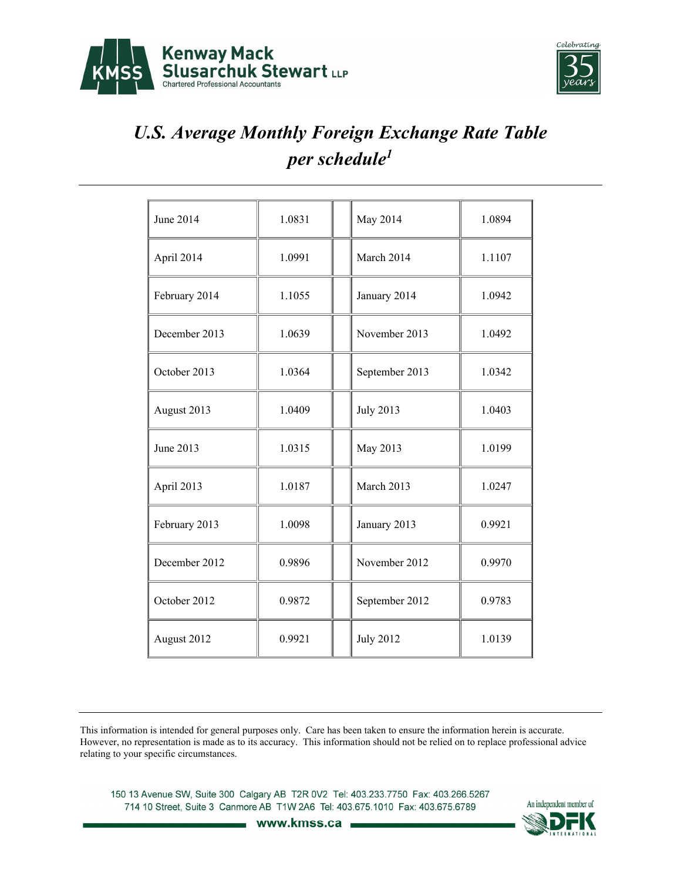# *U.S. Average Monthly Foreign Exchange Rate Table per schedule*[1]

| | | | | |
|---|---|---|---|---|
| June 2014 | 1.0831 | | May 2014 | 1.0894 |
| April 2014 | 1.0991 | | March 2014 | 1.1107 |
| February 2014 | 1.1055 | | January 2014 | 1.0942 |
| December 2013 | 1.0639 | | November 2013 | 1.0492 |
| October 2013 | 1.0364 | | September 2013 | 1.0342 |
| August 2013 | 1.0409 | | July 2013 | 1.0403 |
| June 2013 | 1.0315 | | May 2013 | 1.0199 |
| April 2013 | 1.0187 | | March 2013 | 1.0247 |
| February 2013 | 1.0098 | | January 2013 | 0.9921 |
| December 2012 | 0.9896 | | November 2012 | 0.9970 |
| October 2012 | 0.9872 | | September 2012 | 0.9783 |
| August 2012 | 0.9921 | | July 2012 | 1.0139 |

This information is intended for general purposes only. Care has been taken to ensure the information herein is accurate. However, no representation is made as to its accuracy. This information should not be relied on to replace professional advice relating to your specific circumstances.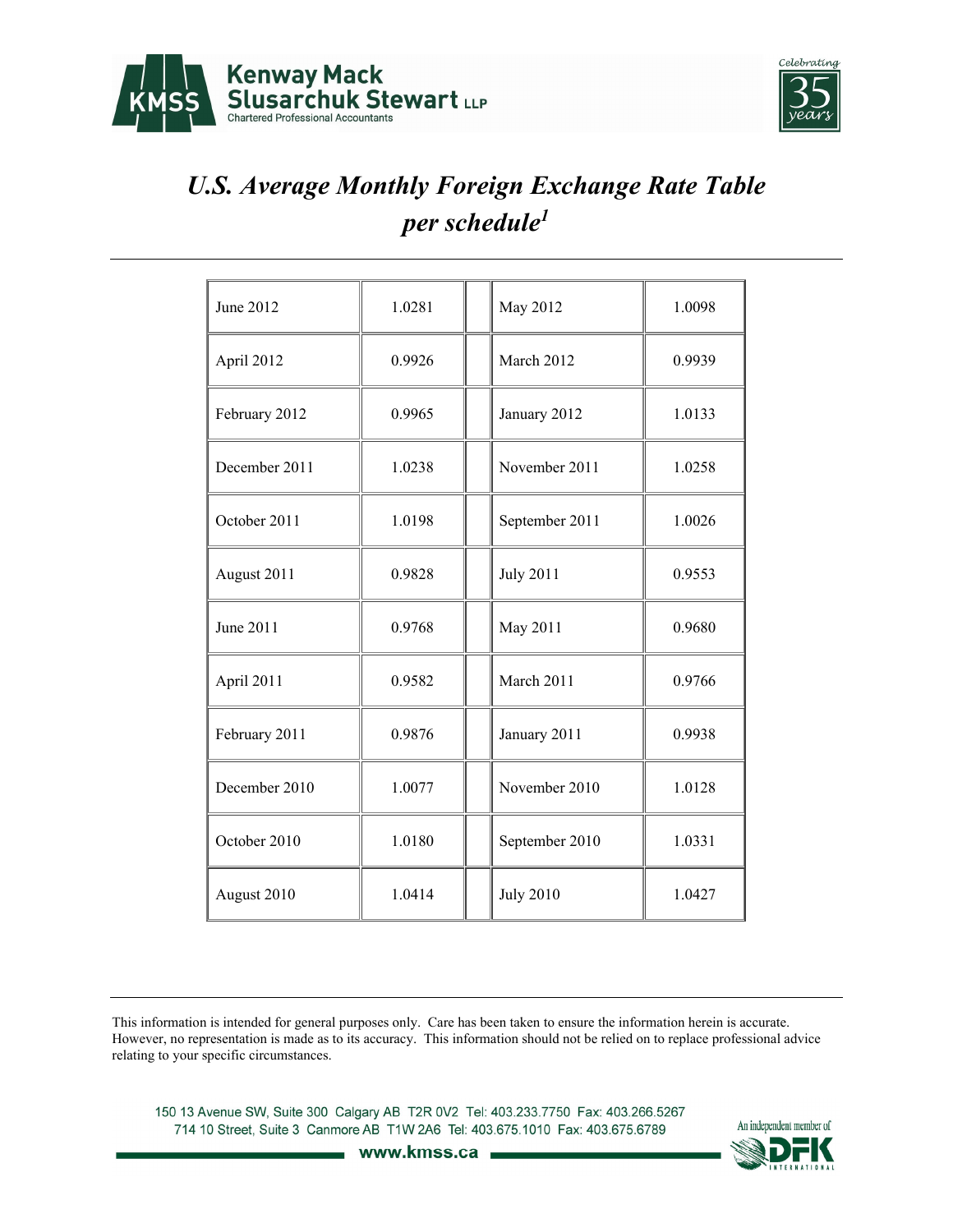Kenway Mack Slusarchuk Stewart LLP
Chartered Professional Accountants

Celebrating 35 years

# *U.S. Average Monthly Foreign Exchange Rate Table per schedule*[1]

| | | | | |
|---|---|---|---|---|
| June 2012 | 1.0281 | | May 2012 | 1.0098 |
| April 2012 | 0.9926 | | March 2012 | 0.9939 |
| February 2012 | 0.9965 | | January 2012 | 1.0133 |
| December 2011 | 1.0238 | | November 2011 | 1.0258 |
| October 2011 | 1.0198 | | September 2011 | 1.0026 |
| August 2011 | 0.9828 | | July 2011 | 0.9553 |
| June 2011 | 0.9768 | | May 2011 | 0.9680 |
| April 2011 | 0.9582 | | March 2011 | 0.9766 |
| February 2011 | 0.9876 | | January 2011 | 0.9938 |
| December 2010 | 1.0077 | | November 2010 | 1.0128 |
| October 2010 | 1.0180 | | September 2010 | 1.0331 |
| August 2010 | 1.0414 | | July 2010 | 1.0427 |

This information is intended for general purposes only. Care has been taken to ensure the information herein is accurate. However, no representation is made as to its accuracy. This information should not be relied on to replace professional advice relating to your specific circumstances.

150 13 Avenue SW, Suite 300 Calgary AB T2R 0V2 Tel: 403.233.7750 Fax: 403.266.5267
714 10 Street, Suite 3 Canmore AB T1W 2A6 Tel: 403.675.1010 Fax: 403.675.6789
www.kmss.ca

An independent member of DFK International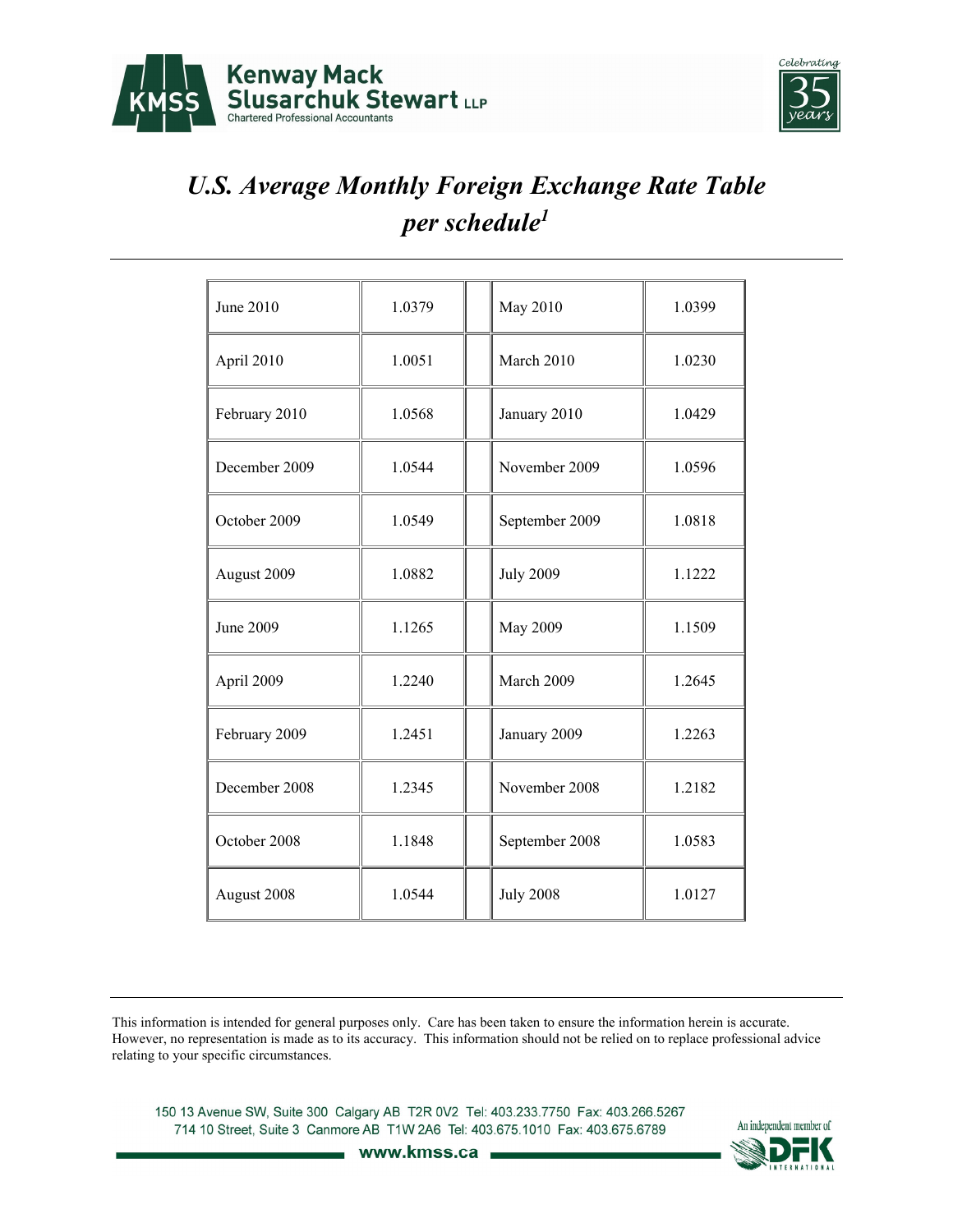# *U.S. Average Monthly Foreign Exchange Rate Table per schedule*[1]

| | | | | |
|---|---|---|---|---|
| June 2010 | 1.0379 | | May 2010 | 1.0399 |
| April 2010 | 1.0051 | | March 2010 | 1.0230 |
| February 2010 | 1.0568 | | January 2010 | 1.0429 |
| December 2009 | 1.0544 | | November 2009 | 1.0596 |
| October 2009 | 1.0549 | | September 2009 | 1.0818 |
| August 2009 | 1.0882 | | July 2009 | 1.1222 |
| June 2009 | 1.1265 | | May 2009 | 1.1509 |
| April 2009 | 1.2240 | | March 2009 | 1.2645 |
| February 2009 | 1.2451 | | January 2009 | 1.2263 |
| December 2008 | 1.2345 | | November 2008 | 1.2182 |
| October 2008 | 1.1848 | | September 2008 | 1.0583 |
| August 2008 | 1.0544 | | July 2008 | 1.0127 |

This information is intended for general purposes only. Care has been taken to ensure the information herein is accurate. However, no representation is made as to its accuracy. This information should not be relied on to replace professional advice relating to your specific circumstances.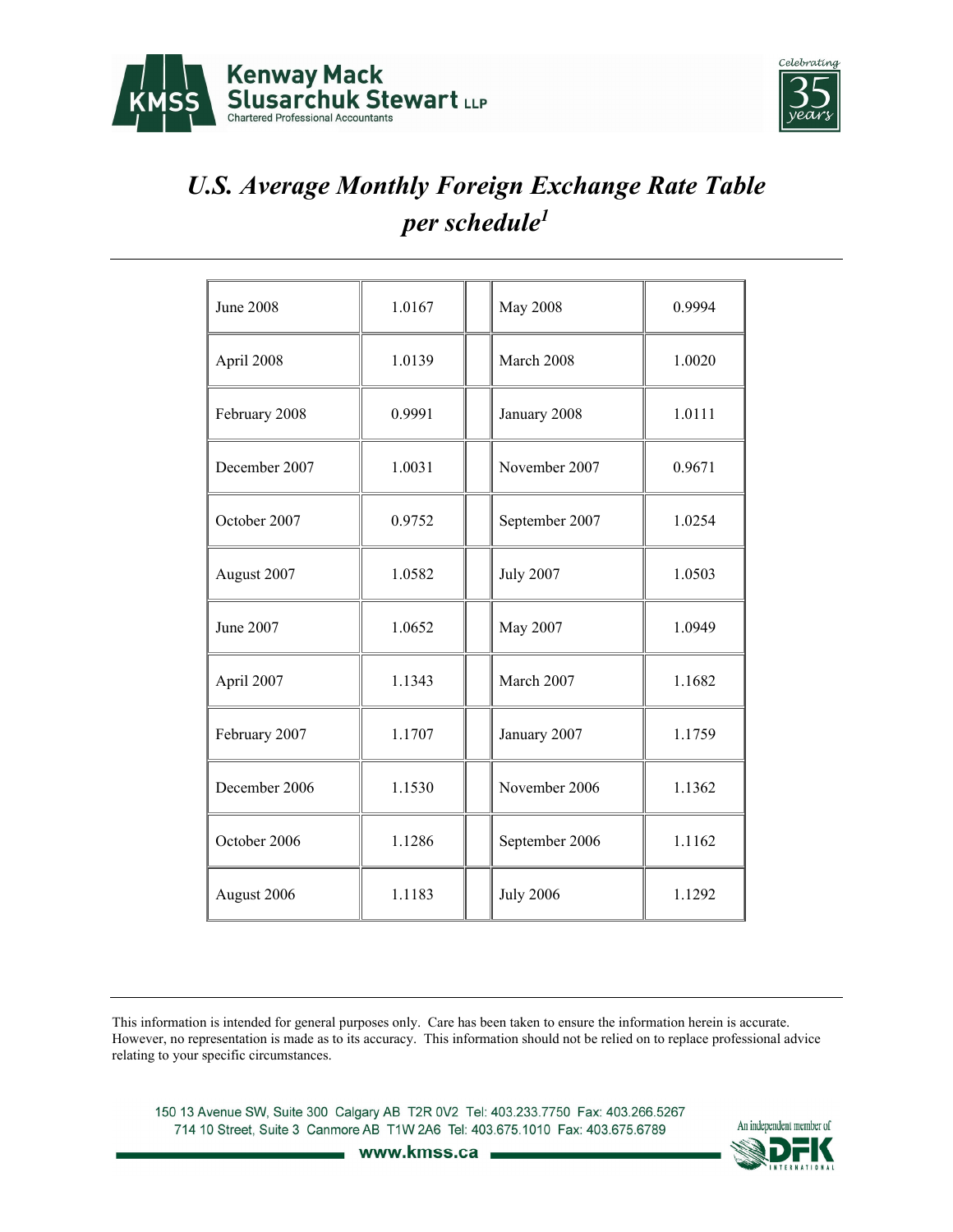# *U.S. Average Monthly Foreign Exchange Rate Table per schedule[1]*

| | | | | |
|---|---|---|---|---|
| June 2008 | 1.0167 | | May 2008 | 0.9994 |
| April 2008 | 1.0139 | | March 2008 | 1.0020 |
| February 2008 | 0.9991 | | January 2008 | 1.0111 |
| December 2007 | 1.0031 | | November 2007 | 0.9671 |
| October 2007 | 0.9752 | | September 2007 | 1.0254 |
| August 2007 | 1.0582 | | July 2007 | 1.0503 |
| June 2007 | 1.0652 | | May 2007 | 1.0949 |
| April 2007 | 1.1343 | | March 2007 | 1.1682 |
| February 2007 | 1.1707 | | January 2007 | 1.1759 |
| December 2006 | 1.1530 | | November 2006 | 1.1362 |
| October 2006 | 1.1286 | | September 2006 | 1.1162 |
| August 2006 | 1.1183 | | July 2006 | 1.1292 |

This information is intended for general purposes only. Care has been taken to ensure the information herein is accurate. However, no representation is made as to its accuracy. This information should not be relied on to replace professional advice relating to your specific circumstances.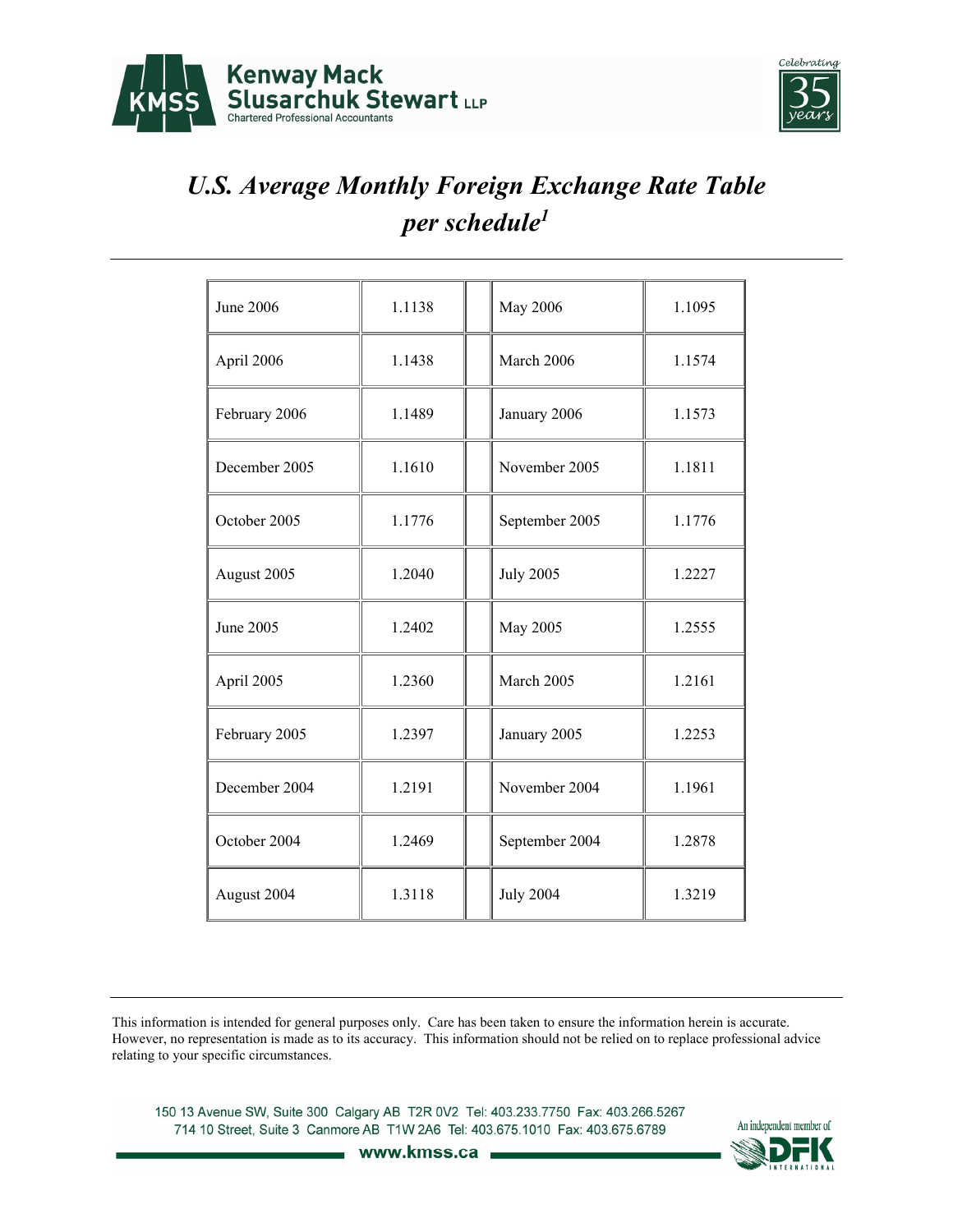# *U.S. Average Monthly Foreign Exchange Rate Table per schedule*[1]

| | | | | |
|---|---|---|---|---|
| June 2006 | 1.1138 | | May 2006 | 1.1095 |
| April 2006 | 1.1438 | | March 2006 | 1.1574 |
| February 2006 | 1.1489 | | January 2006 | 1.1573 |
| December 2005 | 1.1610 | | November 2005 | 1.1811 |
| October 2005 | 1.1776 | | September 2005 | 1.1776 |
| August 2005 | 1.2040 | | July 2005 | 1.2227 |
| June 2005 | 1.2402 | | May 2005 | 1.2555 |
| April 2005 | 1.2360 | | March 2005 | 1.2161 |
| February 2005 | 1.2397 | | January 2005 | 1.2253 |
| December 2004 | 1.2191 | | November 2004 | 1.1961 |
| October 2004 | 1.2469 | | September 2004 | 1.2878 |
| August 2004 | 1.3118 | | July 2004 | 1.3219 |

This information is intended for general purposes only. Care has been taken to ensure the information herein is accurate. However, no representation is made as to its accuracy. This information should not be relied on to replace professional advice relating to your specific circumstances.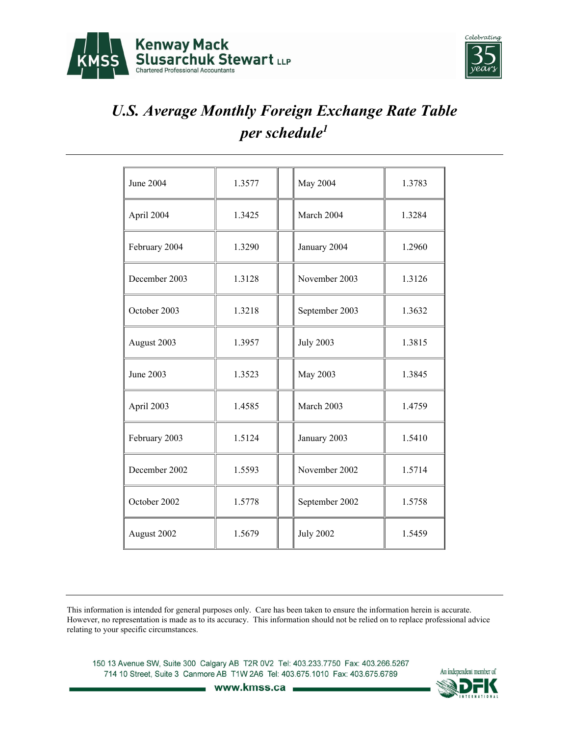# *U.S. Average Monthly Foreign Exchange Rate Table per schedule*[1]

| | | | | |
|---|---|---|---|---|
| June 2004 | 1.3577 | | May 2004 | 1.3783 |
| April 2004 | 1.3425 | | March 2004 | 1.3284 |
| February 2004 | 1.3290 | | January 2004 | 1.2960 |
| December 2003 | 1.3128 | | November 2003 | 1.3126 |
| October 2003 | 1.3218 | | September 2003 | 1.3632 |
| August 2003 | 1.3957 | | July 2003 | 1.3815 |
| June 2003 | 1.3523 | | May 2003 | 1.3845 |
| April 2003 | 1.4585 | | March 2003 | 1.4759 |
| February 2003 | 1.5124 | | January 2003 | 1.5410 |
| December 2002 | 1.5593 | | November 2002 | 1.5714 |
| October 2002 | 1.5778 | | September 2002 | 1.5758 |
| August 2002 | 1.5679 | | July 2002 | 1.5459 |

This information is intended for general purposes only. Care has been taken to ensure the information herein is accurate. However, no representation is made as to its accuracy. This information should not be relied on to replace professional advice relating to your specific circumstances.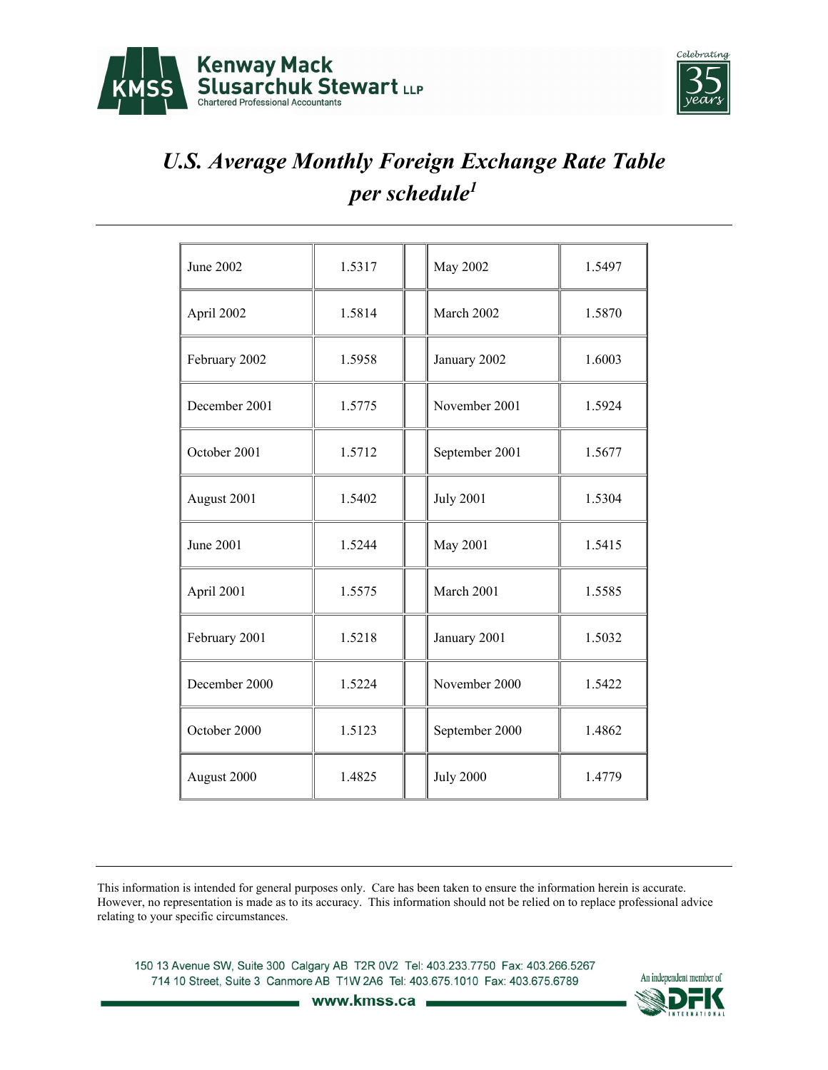# *U.S. Average Monthly Foreign Exchange Rate Table per schedule*[1]

| | | | | |
|---|---|---|---|---|
| June 2002 | 1.5317 | | May 2002 | 1.5497 |
| April 2002 | 1.5814 | | March 2002 | 1.5870 |
| February 2002 | 1.5958 | | January 2002 | 1.6003 |
| December 2001 | 1.5775 | | November 2001 | 1.5924 |
| October 2001 | 1.5712 | | September 2001 | 1.5677 |
| August 2001 | 1.5402 | | July 2001 | 1.5304 |
| June 2001 | 1.5244 | | May 2001 | 1.5415 |
| April 2001 | 1.5575 | | March 2001 | 1.5585 |
| February 2001 | 1.5218 | | January 2001 | 1.5032 |
| December 2000 | 1.5224 | | November 2000 | 1.5422 |
| October 2000 | 1.5123 | | September 2000 | 1.4862 |
| August 2000 | 1.4825 | | July 2000 | 1.4779 |

This information is intended for general purposes only. Care has been taken to ensure the information herein is accurate. However, no representation is made as to its accuracy. This information should not be relied on to replace professional advice relating to your specific circumstances.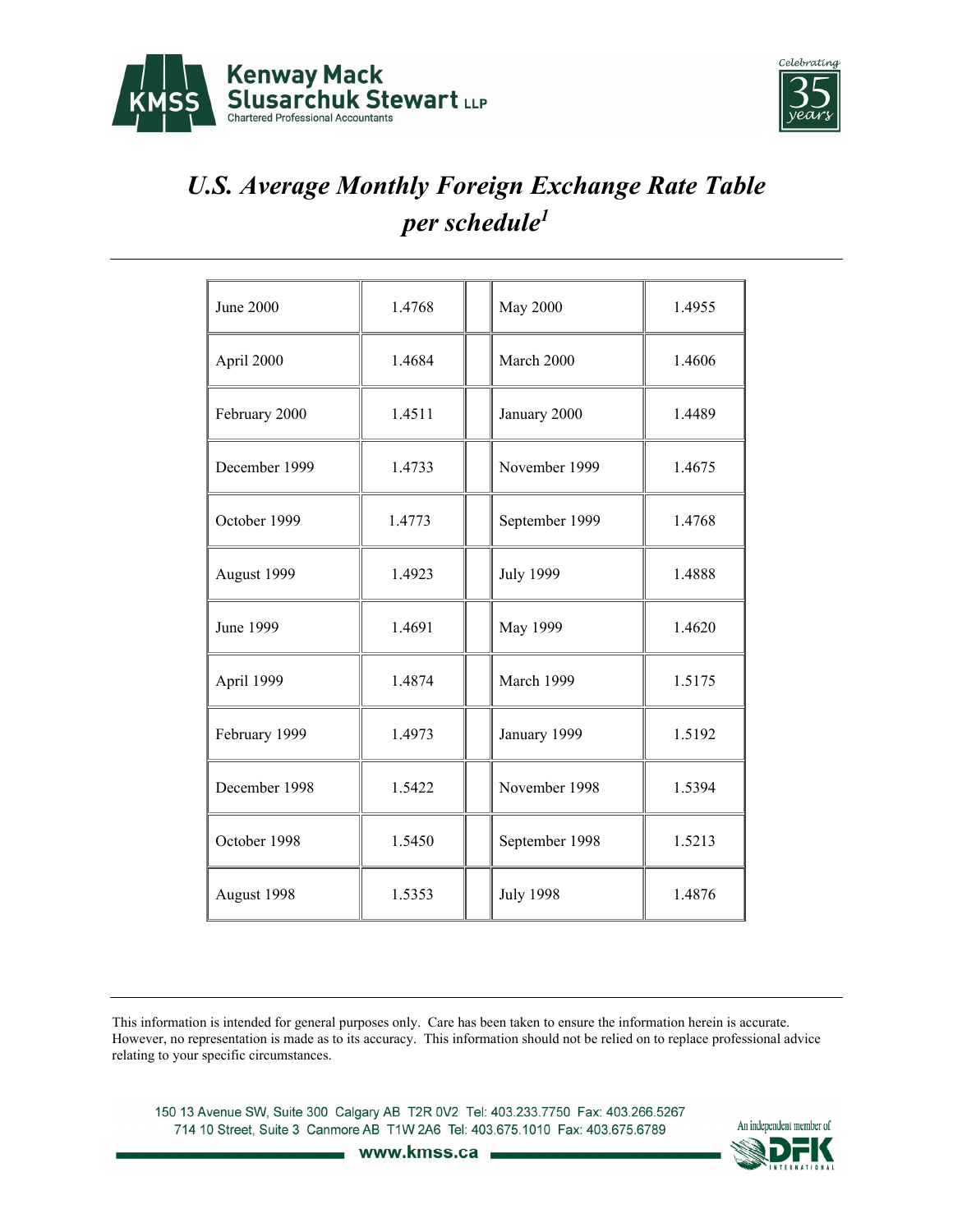# *U.S. Average Monthly Foreign Exchange Rate Table per schedule[1]*

| | | | | |
|---|---|---|---|---|
| June 2000 | 1.4768 | | May 2000 | 1.4955 |
| April 2000 | 1.4684 | | March 2000 | 1.4606 |
| February 2000 | 1.4511 | | January 2000 | 1.4489 |
| December 1999 | 1.4733 | | November 1999 | 1.4675 |
| October 1999 | 1.4773 | | September 1999 | 1.4768 |
| August 1999 | 1.4923 | | July 1999 | 1.4888 |
| June 1999 | 1.4691 | | May 1999 | 1.4620 |
| April 1999 | 1.4874 | | March 1999 | 1.5175 |
| February 1999 | 1.4973 | | January 1999 | 1.5192 |
| December 1998 | 1.5422 | | November 1998 | 1.5394 |
| October 1998 | 1.5450 | | September 1998 | 1.5213 |
| August 1998 | 1.5353 | | July 1998 | 1.4876 |

This information is intended for general purposes only. Care has been taken to ensure the information herein is accurate. However, no representation is made as to its accuracy. This information should not be relied on to replace professional advice relating to your specific circumstances.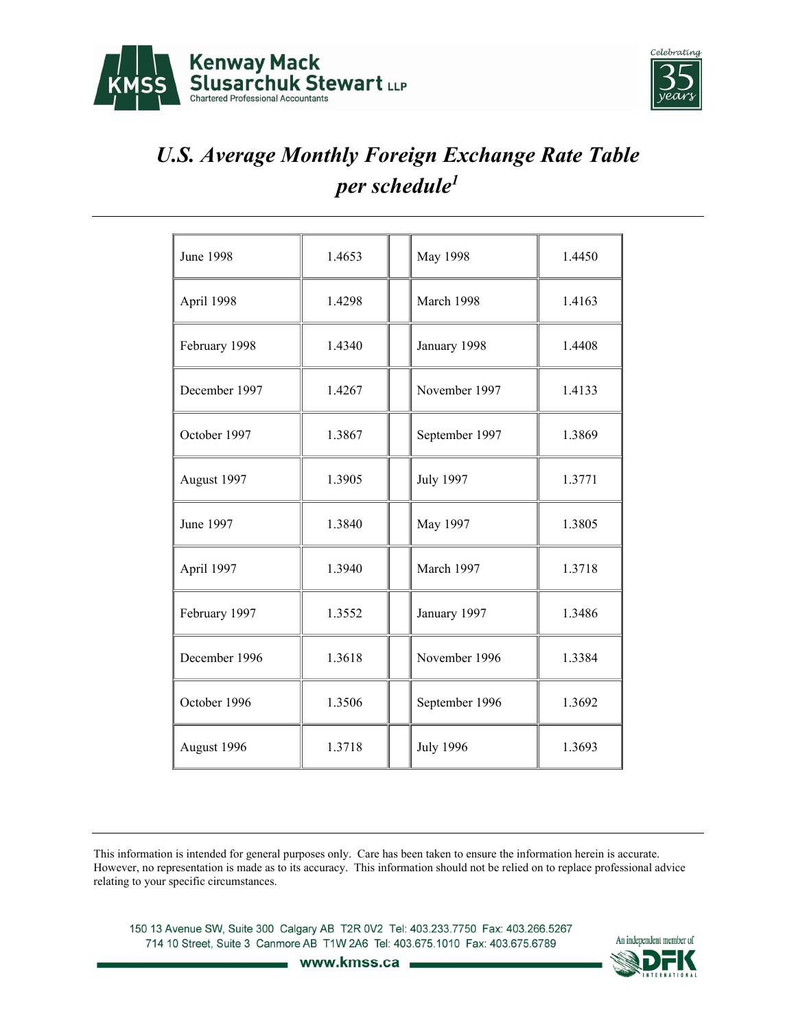# *U.S. Average Monthly Foreign Exchange Rate Table per schedule*[1]

| | | | | |
|---|---|---|---|---|
| June 1998 | 1.4653 | | May 1998 | 1.4450 |
| April 1998 | 1.4298 | | March 1998 | 1.4163 |
| February 1998 | 1.4340 | | January 1998 | 1.4408 |
| December 1997 | 1.4267 | | November 1997 | 1.4133 |
| October 1997 | 1.3867 | | September 1997 | 1.3869 |
| August 1997 | 1.3905 | | July 1997 | 1.3771 |
| June 1997 | 1.3840 | | May 1997 | 1.3805 |
| April 1997 | 1.3940 | | March 1997 | 1.3718 |
| February 1997 | 1.3552 | | January 1997 | 1.3486 |
| December 1996 | 1.3618 | | November 1996 | 1.3384 |
| October 1996 | 1.3506 | | September 1996 | 1.3692 |
| August 1996 | 1.3718 | | July 1996 | 1.3693 |

This information is intended for general purposes only. Care has been taken to ensure the information herein is accurate. However, no representation is made as to its accuracy. This information should not be relied on to replace professional advice relating to your specific circumstances.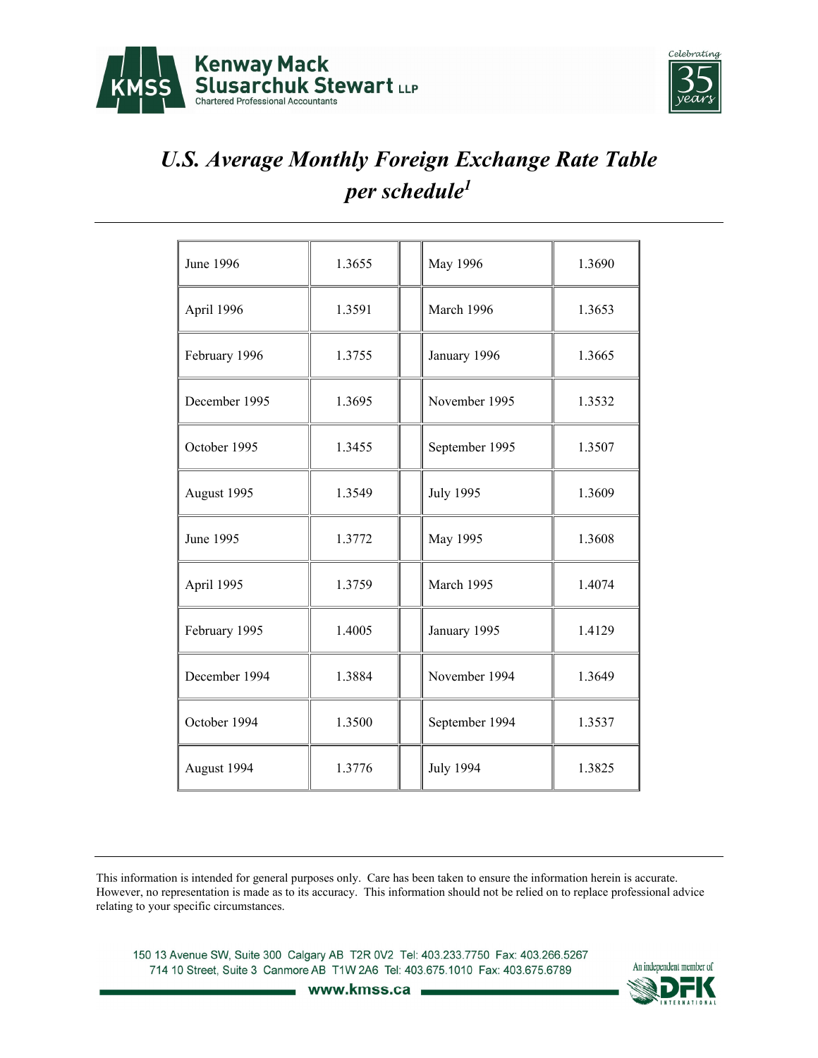# *U.S. Average Monthly Foreign Exchange Rate Table per schedule[1]*

| | | | | |
|---|---|---|---|---|
| June 1996 | 1.3655 | | May 1996 | 1.3690 |
| April 1996 | 1.3591 | | March 1996 | 1.3653 |
| February 1996 | 1.3755 | | January 1996 | 1.3665 |
| December 1995 | 1.3695 | | November 1995 | 1.3532 |
| October 1995 | 1.3455 | | September 1995 | 1.3507 |
| August 1995 | 1.3549 | | July 1995 | 1.3609 |
| June 1995 | 1.3772 | | May 1995 | 1.3608 |
| April 1995 | 1.3759 | | March 1995 | 1.4074 |
| February 1995 | 1.4005 | | January 1995 | 1.4129 |
| December 1994 | 1.3884 | | November 1994 | 1.3649 |
| October 1994 | 1.3500 | | September 1994 | 1.3537 |
| August 1994 | 1.3776 | | July 1994 | 1.3825 |

This information is intended for general purposes only. Care has been taken to ensure the information herein is accurate. However, no representation is made as to its accuracy. This information should not be relied on to replace professional advice relating to your specific circumstances.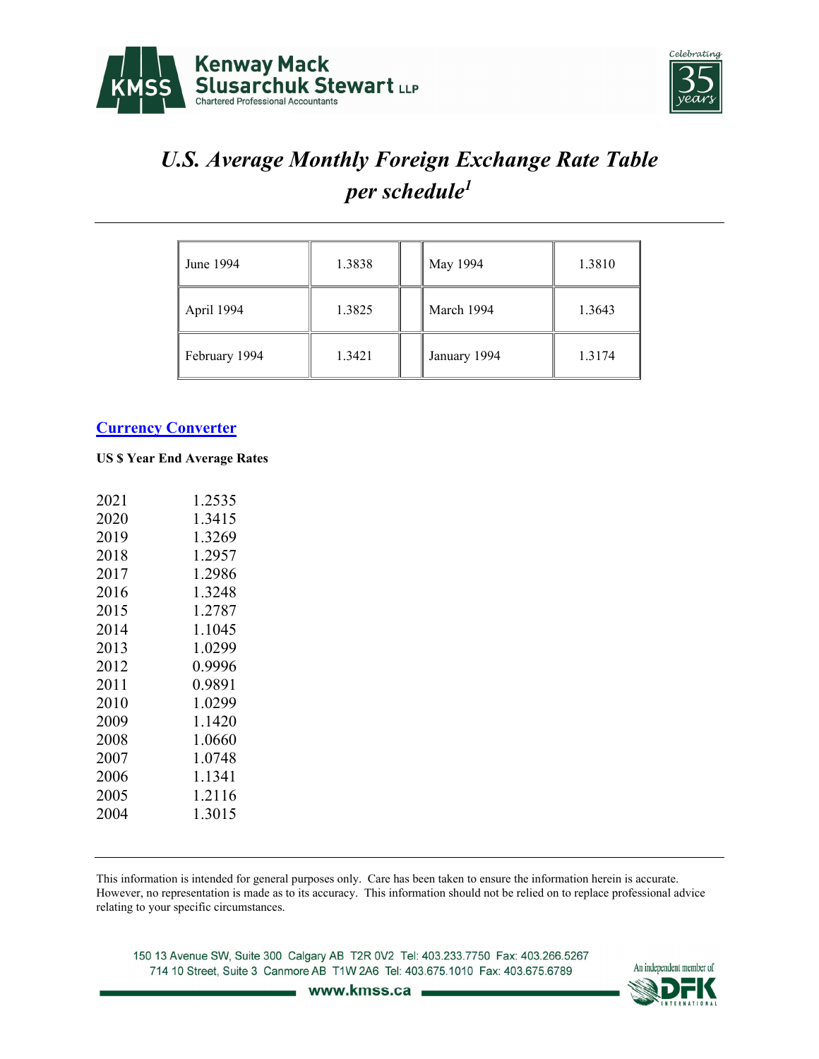# *U.S. Average Monthly Foreign Exchange Rate Table per schedule*[1]

| June 1994 | 1.3838 | | May 1994 | 1.3810 |
|---|---|---|---|---|
| April 1994 | 1.3825 | | March 1994 | 1.3643 |
| February 1994 | 1.3421 | | January 1994 | 1.3174 |

## [Currency Converter]

**US $ Year End Average Rates**

| | |
|---|---|
| 2021 | 1.2535 |
| 2020 | 1.3415 |
| 2019 | 1.3269 |
| 2018 | 1.2957 |
| 2017 | 1.2986 |
| 2016 | 1.3248 |
| 2015 | 1.2787 |
| 2014 | 1.1045 |
| 2013 | 1.0299 |
| 2012 | 0.9996 |
| 2011 | 0.9891 |
| 2010 | 1.0299 |
| 2009 | 1.1420 |
| 2008 | 1.0660 |
| 2007 | 1.0748 |
| 2006 | 1.1341 |
| 2005 | 1.2116 |
| 2004 | 1.3015 |

This information is intended for general purposes only. Care has been taken to ensure the information herein is accurate. However, no representation is made as to its accuracy. This information should not be relied on to replace professional advice relating to your specific circumstances.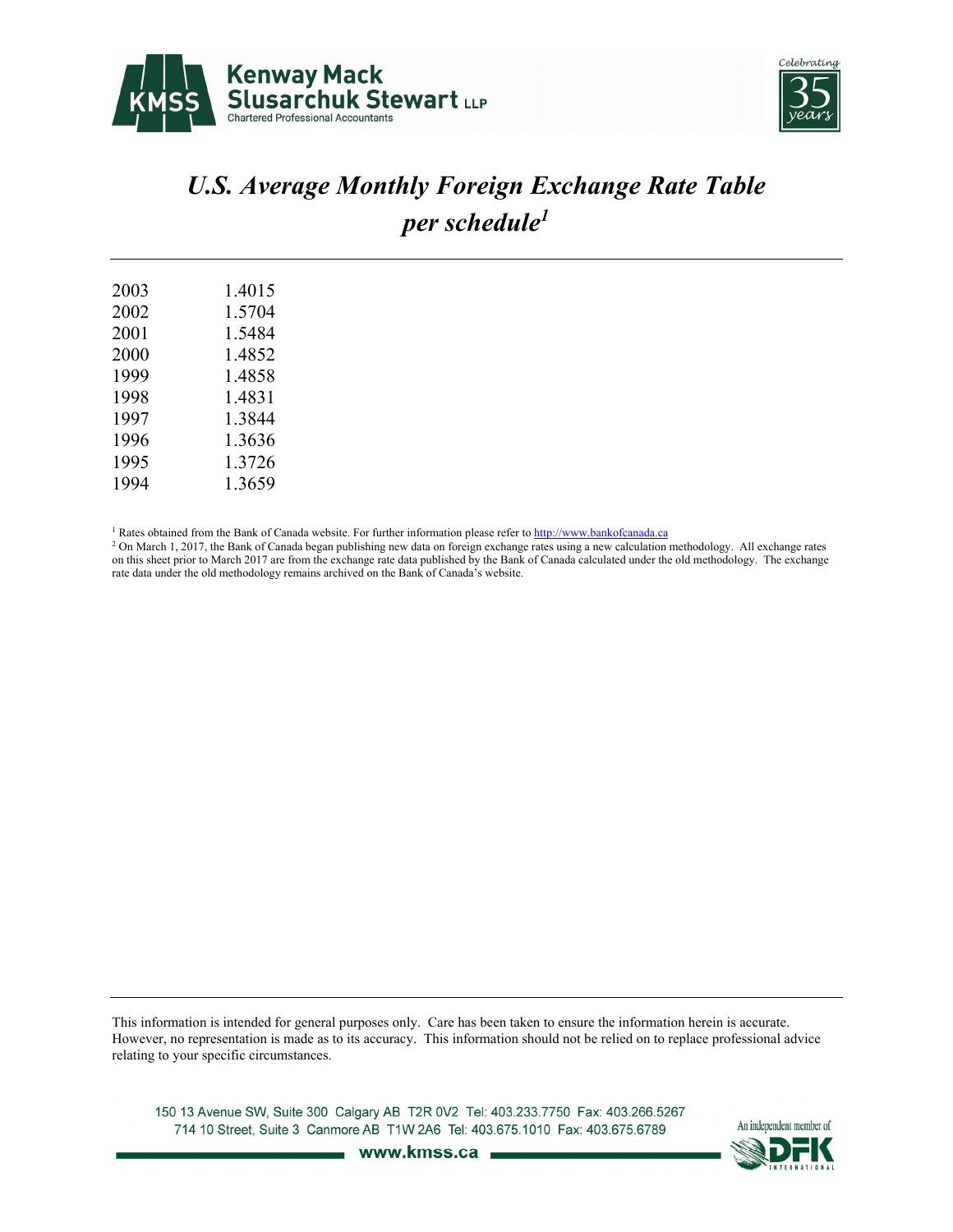# *U.S. Average Monthly Foreign Exchange Rate Table per schedule*[1]

| | |
|---|---|
| 2003 | 1.4015 |
| 2002 | 1.5704 |
| 2001 | 1.5484 |
| 2000 | 1.4852 |
| 1999 | 1.4858 |
| 1998 | 1.4831 |
| 1997 | 1.3844 |
| 1996 | 1.3636 |
| 1995 | 1.3726 |
| 1994 | 1.3659 |

[1] Rates obtained from the Bank of Canada website. For further information please refer to http://www.bankofcanada.ca

[2] On March 1, 2017, the Bank of Canada began publishing new data on foreign exchange rates using a new calculation methodology. All exchange rates on this sheet prior to March 2017 are from the exchange rate data published by the Bank of Canada calculated under the old methodology. The exchange rate data under the old methodology remains archived on the Bank of Canada's website.

This information is intended for general purposes only. Care has been taken to ensure the information herein is accurate. However, no representation is made as to its accuracy. This information should not be relied on to replace professional advice relating to your specific circumstances.